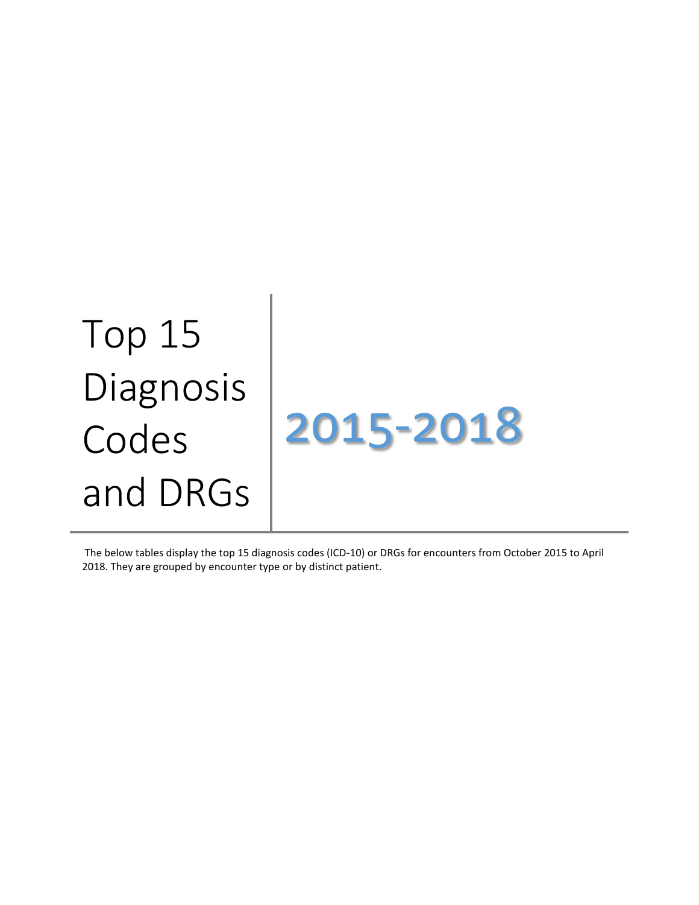# Top 15 Diagnosis Codes and DRGs

## 2015-2018

The below tables display the top 15 diagnosis codes (ICD-10) or DRGs for encounters from October 2015 to April 2018. They are grouped by encounter type or by distinct patient.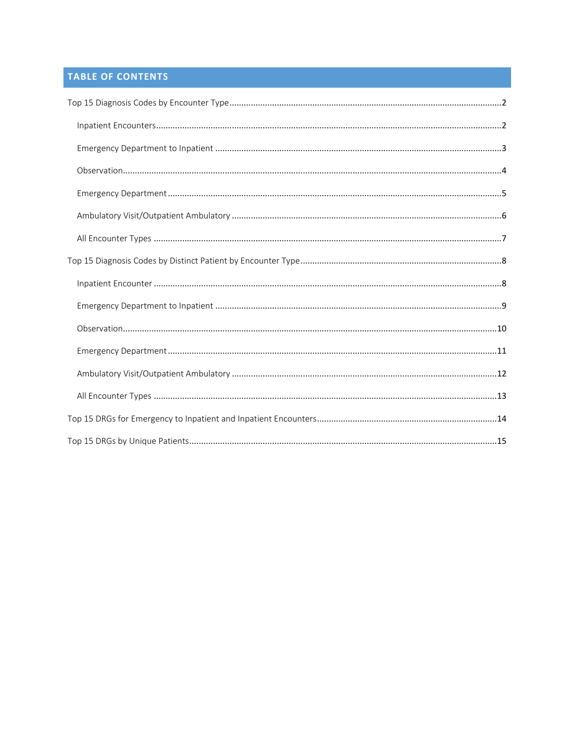## TABLE OF CONTENTS

Top 15 Diagnosis Codes by Encounter Type ........................................ 2

- Inpatient Encounters ........................................ 2
- Emergency Department to Inpatient ........................................ 3
- Observation ........................................ 4
- Emergency Department ........................................ 5
- Ambulatory Visit/Outpatient Ambulatory ........................................ 6
- All Encounter Types ........................................ 7

Top 15 Diagnosis Codes by Distinct Patient by Encounter Type ........................................ 8

- Inpatient Encounter ........................................ 8
- Emergency Department to Inpatient ........................................ 9
- Observation ........................................ 10
- Emergency Department ........................................ 11
- Ambulatory Visit/Outpatient Ambulatory ........................................ 12
- All Encounter Types ........................................ 13

Top 15 DRGs for Emergency to Inpatient and Inpatient Encounters ........................................ 14

Top 15 DRGs by Unique Patients ........................................ 15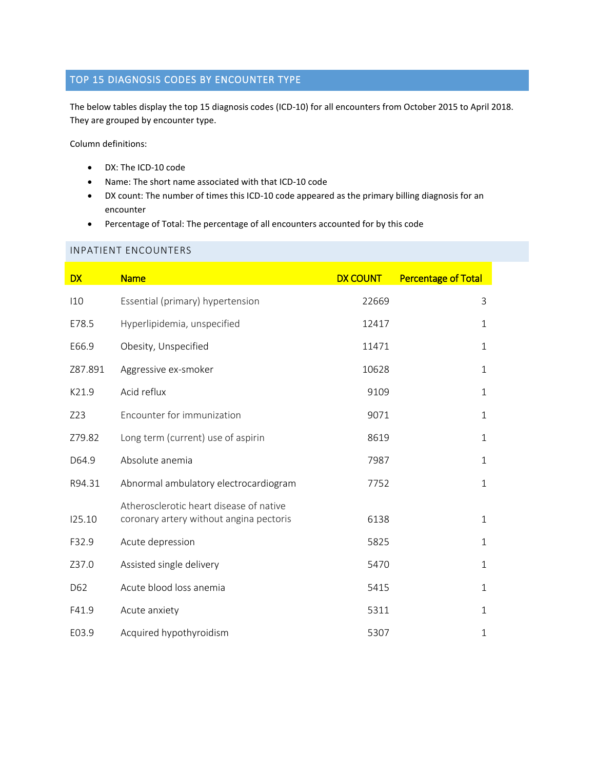## TOP 15 DIAGNOSIS CODES BY ENCOUNTER TYPE

The below tables display the top 15 diagnosis codes (ICD-10) for all encounters from October 2015 to April 2018. They are grouped by encounter type.

Column definitions:

- DX: The ICD-10 code
- Name: The short name associated with that ICD-10 code
- DX count: The number of times this ICD-10 code appeared as the primary billing diagnosis for an encounter
- Percentage of Total: The percentage of all encounters accounted for by this code

### INPATIENT ENCOUNTERS

| DX | Name | DX COUNT | Percentage of Total |
|---|---|---|---|
| I10 | Essential (primary) hypertension | 22669 | 3 |
| E78.5 | Hyperlipidemia, unspecified | 12417 | 1 |
| E66.9 | Obesity, Unspecified | 11471 | 1 |
| Z87.891 | Aggressive ex-smoker | 10628 | 1 |
| K21.9 | Acid reflux | 9109 | 1 |
| Z23 | Encounter for immunization | 9071 | 1 |
| Z79.82 | Long term (current) use of aspirin | 8619 | 1 |
| D64.9 | Absolute anemia | 7987 | 1 |
| R94.31 | Abnormal ambulatory electrocardiogram | 7752 | 1 |
| I25.10 | Atherosclerotic heart disease of native coronary artery without angina pectoris | 6138 | 1 |
| F32.9 | Acute depression | 5825 | 1 |
| Z37.0 | Assisted single delivery | 5470 | 1 |
| D62 | Acute blood loss anemia | 5415 | 1 |
| F41.9 | Acute anxiety | 5311 | 1 |
| E03.9 | Acquired hypothyroidism | 5307 | 1 |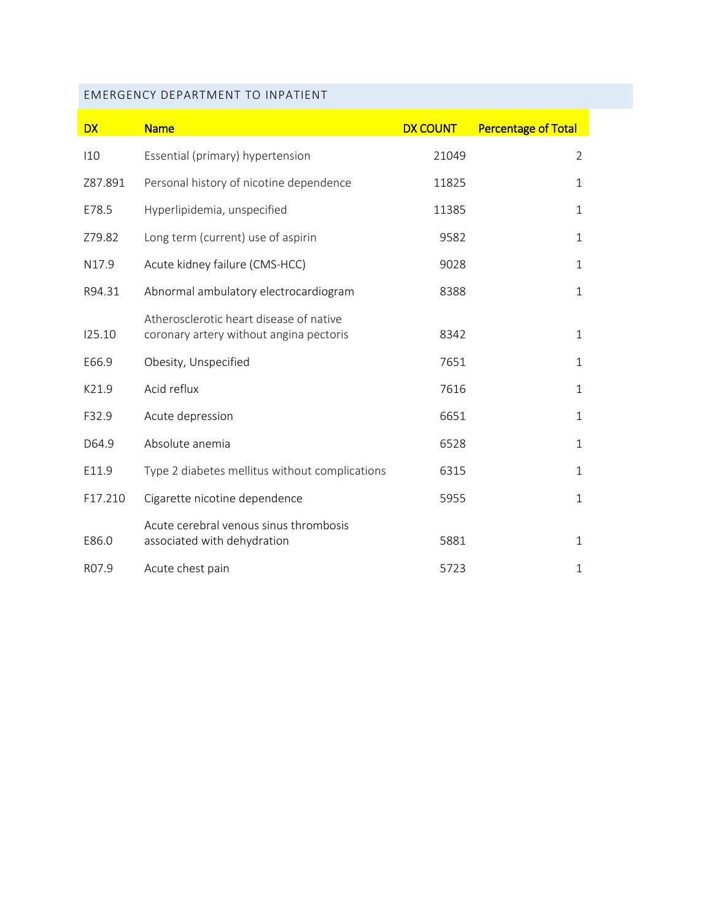## EMERGENCY DEPARTMENT TO INPATIENT

| DX | Name | DX COUNT | Percentage of Total |
|---|---|---|---|
| I10 | Essential (primary) hypertension | 21049 | 2 |
| Z87.891 | Personal history of nicotine dependence | 11825 | 1 |
| E78.5 | Hyperlipidemia, unspecified | 11385 | 1 |
| Z79.82 | Long term (current) use of aspirin | 9582 | 1 |
| N17.9 | Acute kidney failure (CMS-HCC) | 9028 | 1 |
| R94.31 | Abnormal ambulatory electrocardiogram | 8388 | 1 |
| I25.10 | Atherosclerotic heart disease of native coronary artery without angina pectoris | 8342 | 1 |
| E66.9 | Obesity, Unspecified | 7651 | 1 |
| K21.9 | Acid reflux | 7616 | 1 |
| F32.9 | Acute depression | 6651 | 1 |
| D64.9 | Absolute anemia | 6528 | 1 |
| E11.9 | Type 2 diabetes mellitus without complications | 6315 | 1 |
| F17.210 | Cigarette nicotine dependence | 5955 | 1 |
| E86.0 | Acute cerebral venous sinus thrombosis associated with dehydration | 5881 | 1 |
| R07.9 | Acute chest pain | 5723 | 1 |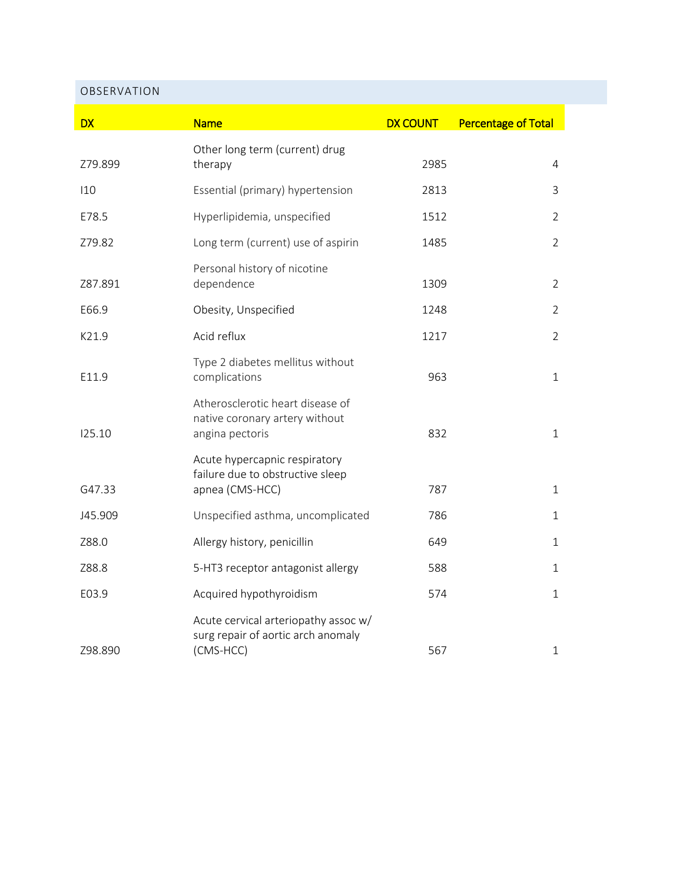OBSERVATION

| DX | Name | DX COUNT | Percentage of Total |
|---|---|---|---|
| Z79.899 | Other long term (current) drug therapy | 2985 | 4 |
| I10 | Essential (primary) hypertension | 2813 | 3 |
| E78.5 | Hyperlipidemia, unspecified | 1512 | 2 |
| Z79.82 | Long term (current) use of aspirin | 1485 | 2 |
| Z87.891 | Personal history of nicotine dependence | 1309 | 2 |
| E66.9 | Obesity, Unspecified | 1248 | 2 |
| K21.9 | Acid reflux | 1217 | 2 |
| E11.9 | Type 2 diabetes mellitus without complications | 963 | 1 |
| I25.10 | Atherosclerotic heart disease of native coronary artery without angina pectoris | 832 | 1 |
| G47.33 | Acute hypercapnic respiratory failure due to obstructive sleep apnea (CMS-HCC) | 787 | 1 |
| J45.909 | Unspecified asthma, uncomplicated | 786 | 1 |
| Z88.0 | Allergy history, penicillin | 649 | 1 |
| Z88.8 | 5-HT3 receptor antagonist allergy | 588 | 1 |
| E03.9 | Acquired hypothyroidism | 574 | 1 |
| Z98.890 | Acute cervical arteriopathy assoc w/ surg repair of aortic arch anomaly (CMS-HCC) | 567 | 1 |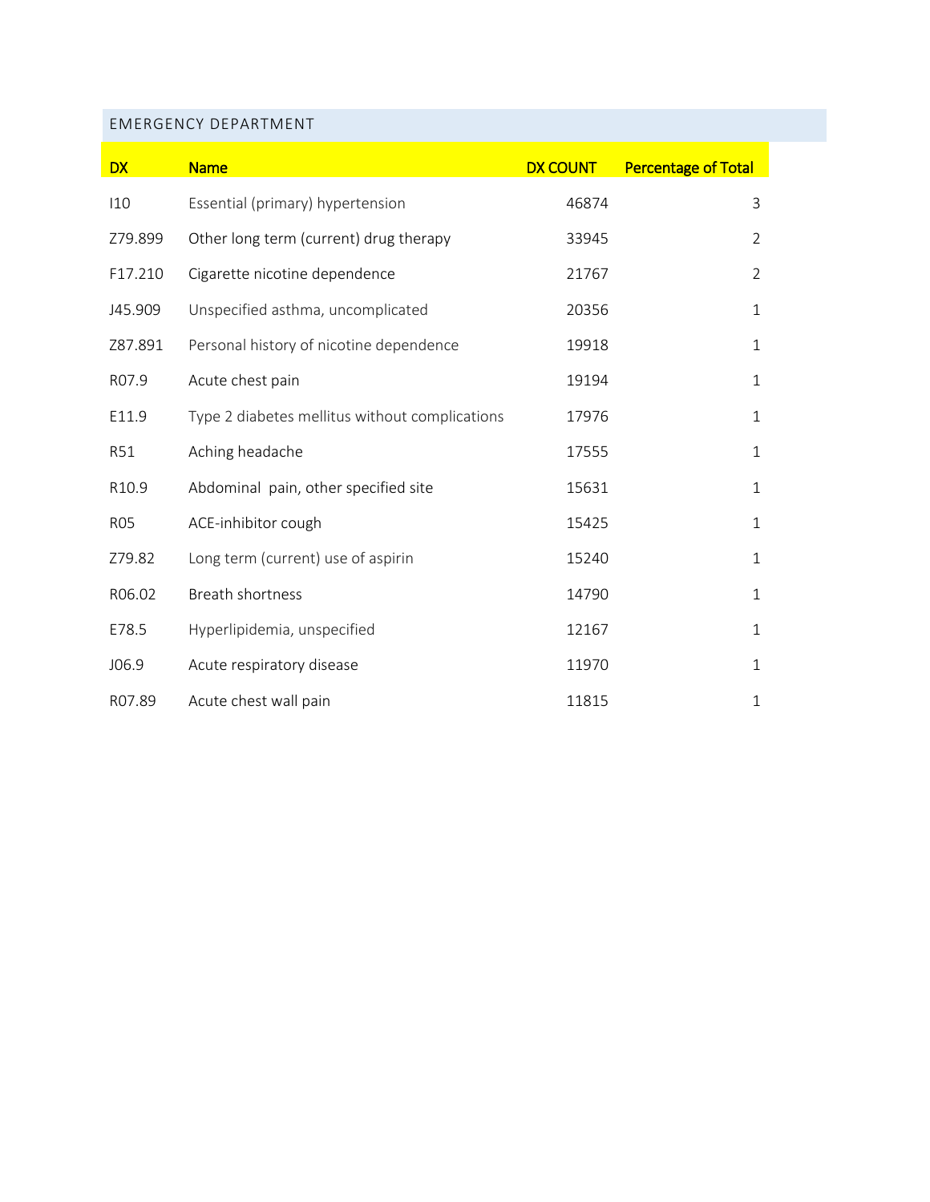## EMERGENCY DEPARTMENT

| DX | Name | DX COUNT | Percentage of Total |
|---|---|---|---|
| I10 | Essential (primary) hypertension | 46874 | 3 |
| Z79.899 | Other long term (current) drug therapy | 33945 | 2 |
| F17.210 | Cigarette nicotine dependence | 21767 | 2 |
| J45.909 | Unspecified asthma, uncomplicated | 20356 | 1 |
| Z87.891 | Personal history of nicotine dependence | 19918 | 1 |
| R07.9 | Acute chest pain | 19194 | 1 |
| E11.9 | Type 2 diabetes mellitus without complications | 17976 | 1 |
| R51 | Aching headache | 17555 | 1 |
| R10.9 | Abdominal  pain, other specified site | 15631 | 1 |
| R05 | ACE-inhibitor cough | 15425 | 1 |
| Z79.82 | Long term (current) use of aspirin | 15240 | 1 |
| R06.02 | Breath shortness | 14790 | 1 |
| E78.5 | Hyperlipidemia, unspecified | 12167 | 1 |
| J06.9 | Acute respiratory disease | 11970 | 1 |
| R07.89 | Acute chest wall pain | 11815 | 1 |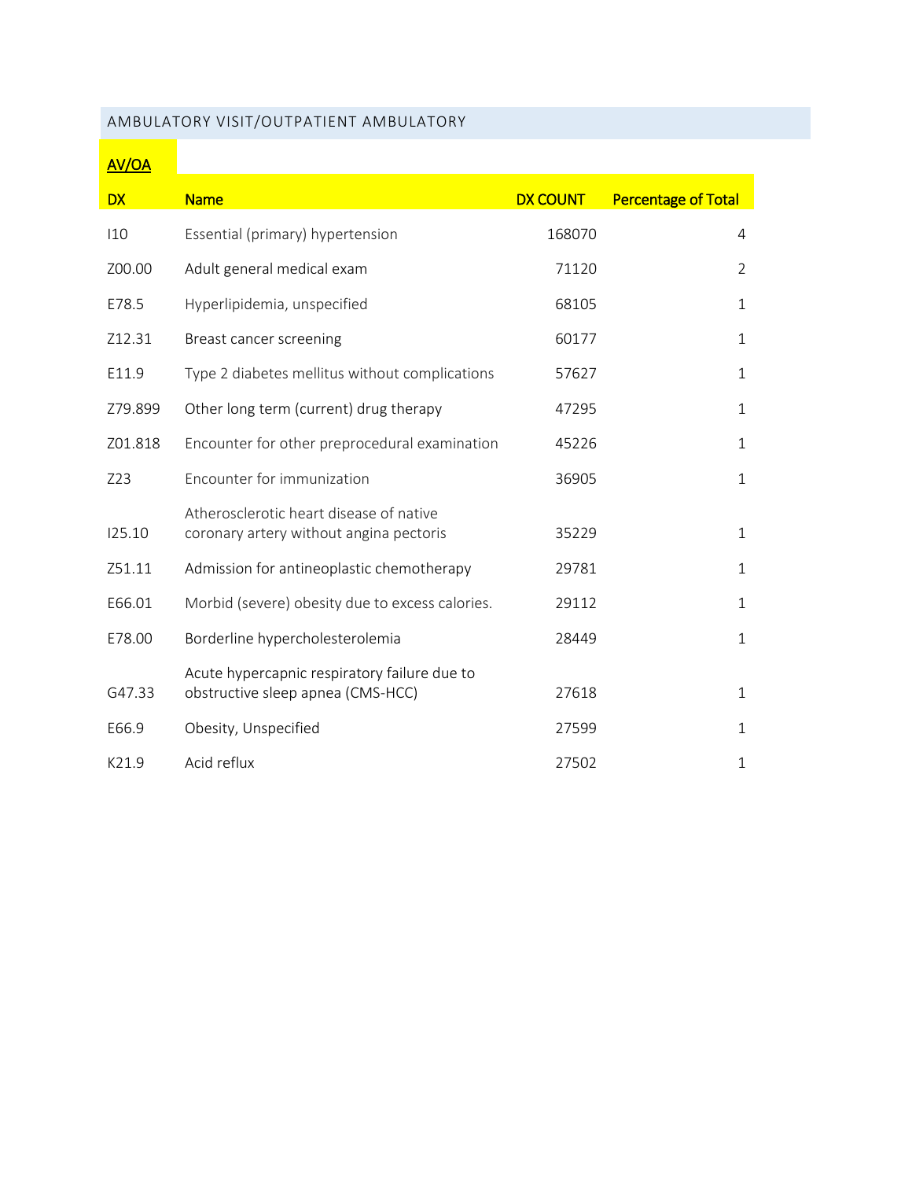## AMBULATORY VISIT/OUTPATIENT AMBULATORY

**AV/OA**

| DX | Name | DX COUNT | Percentage of Total |
|---|---|---|---|
| I10 | Essential (primary) hypertension | 168070 | 4 |
| Z00.00 | Adult general medical exam | 71120 | 2 |
| E78.5 | Hyperlipidemia, unspecified | 68105 | 1 |
| Z12.31 | Breast cancer screening | 60177 | 1 |
| E11.9 | Type 2 diabetes mellitus without complications | 57627 | 1 |
| Z79.899 | Other long term (current) drug therapy | 47295 | 1 |
| Z01.818 | Encounter for other preprocedural examination | 45226 | 1 |
| Z23 | Encounter for immunization | 36905 | 1 |
| I25.10 | Atherosclerotic heart disease of native coronary artery without angina pectoris | 35229 | 1 |
| Z51.11 | Admission for antineoplastic chemotherapy | 29781 | 1 |
| E66.01 | Morbid (severe) obesity due to excess calories. | 29112 | 1 |
| E78.00 | Borderline hypercholesterolemia | 28449 | 1 |
| G47.33 | Acute hypercapnic respiratory failure due to obstructive sleep apnea (CMS-HCC) | 27618 | 1 |
| E66.9 | Obesity, Unspecified | 27599 | 1 |
| K21.9 | Acid reflux | 27502 | 1 |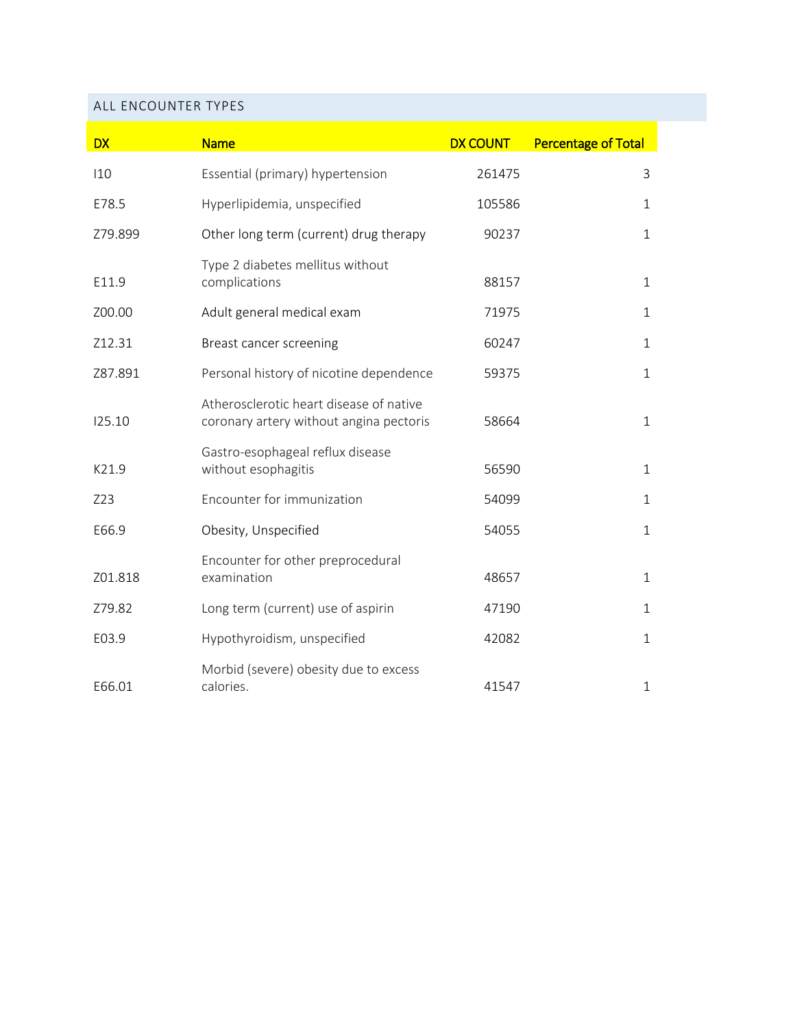## ALL ENCOUNTER TYPES

| DX | Name | DX COUNT | Percentage of Total |
|---|---|---|---|
| I10 | Essential (primary) hypertension | 261475 | 3 |
| E78.5 | Hyperlipidemia, unspecified | 105586 | 1 |
| Z79.899 | Other long term (current) drug therapy | 90237 | 1 |
| E11.9 | Type 2 diabetes mellitus without complications | 88157 | 1 |
| Z00.00 | Adult general medical exam | 71975 | 1 |
| Z12.31 | Breast cancer screening | 60247 | 1 |
| Z87.891 | Personal history of nicotine dependence | 59375 | 1 |
| I25.10 | Atherosclerotic heart disease of native coronary artery without angina pectoris | 58664 | 1 |
| K21.9 | Gastro-esophageal reflux disease without esophagitis | 56590 | 1 |
| Z23 | Encounter for immunization | 54099 | 1 |
| E66.9 | Obesity, Unspecified | 54055 | 1 |
| Z01.818 | Encounter for other preprocedural examination | 48657 | 1 |
| Z79.82 | Long term (current) use of aspirin | 47190 | 1 |
| E03.9 | Hypothyroidism, unspecified | 42082 | 1 |
| E66.01 | Morbid (severe) obesity due to excess calories. | 41547 | 1 |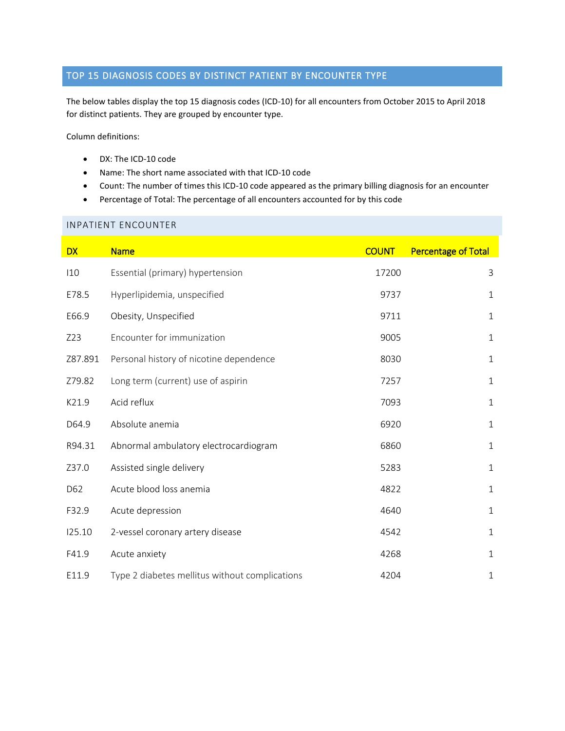## TOP 15 DIAGNOSIS CODES BY DISTINCT PATIENT BY ENCOUNTER TYPE

The below tables display the top 15 diagnosis codes (ICD-10) for all encounters from October 2015 to April 2018 for distinct patients. They are grouped by encounter type.

Column definitions:

- DX: The ICD-10 code
- Name: The short name associated with that ICD-10 code
- Count: The number of times this ICD-10 code appeared as the primary billing diagnosis for an encounter
- Percentage of Total: The percentage of all encounters accounted for by this code

### INPATIENT ENCOUNTER

| DX | Name | COUNT | Percentage of Total |
|---|---|---|---|
| I10 | Essential (primary) hypertension | 17200 | 3 |
| E78.5 | Hyperlipidemia, unspecified | 9737 | 1 |
| E66.9 | Obesity, Unspecified | 9711 | 1 |
| Z23 | Encounter for immunization | 9005 | 1 |
| Z87.891 | Personal history of nicotine dependence | 8030 | 1 |
| Z79.82 | Long term (current) use of aspirin | 7257 | 1 |
| K21.9 | Acid reflux | 7093 | 1 |
| D64.9 | Absolute anemia | 6920 | 1 |
| R94.31 | Abnormal ambulatory electrocardiogram | 6860 | 1 |
| Z37.0 | Assisted single delivery | 5283 | 1 |
| D62 | Acute blood loss anemia | 4822 | 1 |
| F32.9 | Acute depression | 4640 | 1 |
| I25.10 | 2-vessel coronary artery disease | 4542 | 1 |
| F41.9 | Acute anxiety | 4268 | 1 |
| E11.9 | Type 2 diabetes mellitus without complications | 4204 | 1 |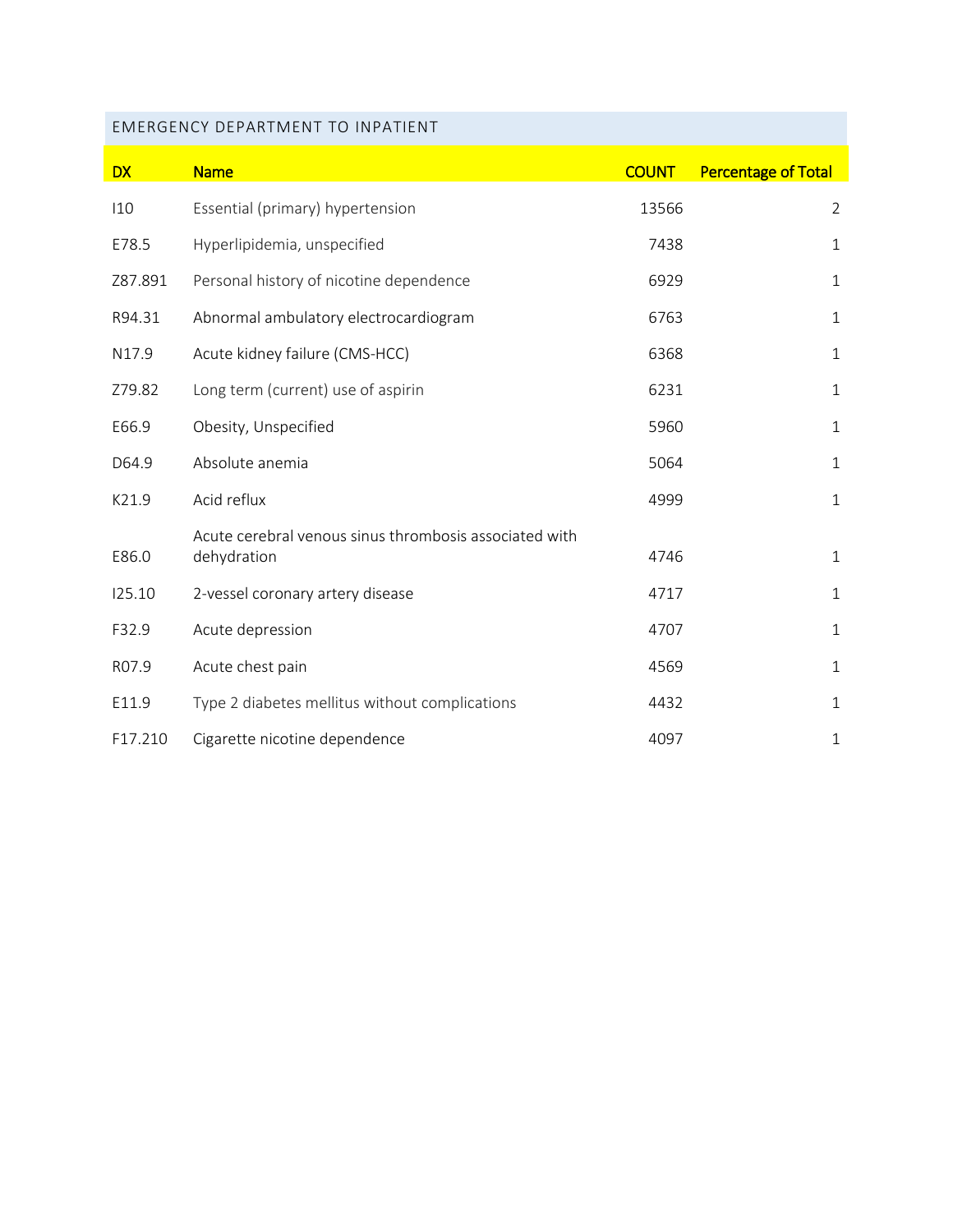## EMERGENCY DEPARTMENT TO INPATIENT

| DX | Name | COUNT | Percentage of Total |
|---|---|---|---|
| I10 | Essential (primary) hypertension | 13566 | 2 |
| E78.5 | Hyperlipidemia, unspecified | 7438 | 1 |
| Z87.891 | Personal history of nicotine dependence | 6929 | 1 |
| R94.31 | Abnormal ambulatory electrocardiogram | 6763 | 1 |
| N17.9 | Acute kidney failure (CMS-HCC) | 6368 | 1 |
| Z79.82 | Long term (current) use of aspirin | 6231 | 1 |
| E66.9 | Obesity, Unspecified | 5960 | 1 |
| D64.9 | Absolute anemia | 5064 | 1 |
| K21.9 | Acid reflux | 4999 | 1 |
| E86.0 | Acute cerebral venous sinus thrombosis associated with dehydration | 4746 | 1 |
| I25.10 | 2-vessel coronary artery disease | 4717 | 1 |
| F32.9 | Acute depression | 4707 | 1 |
| R07.9 | Acute chest pain | 4569 | 1 |
| E11.9 | Type 2 diabetes mellitus without complications | 4432 | 1 |
| F17.210 | Cigarette nicotine dependence | 4097 | 1 |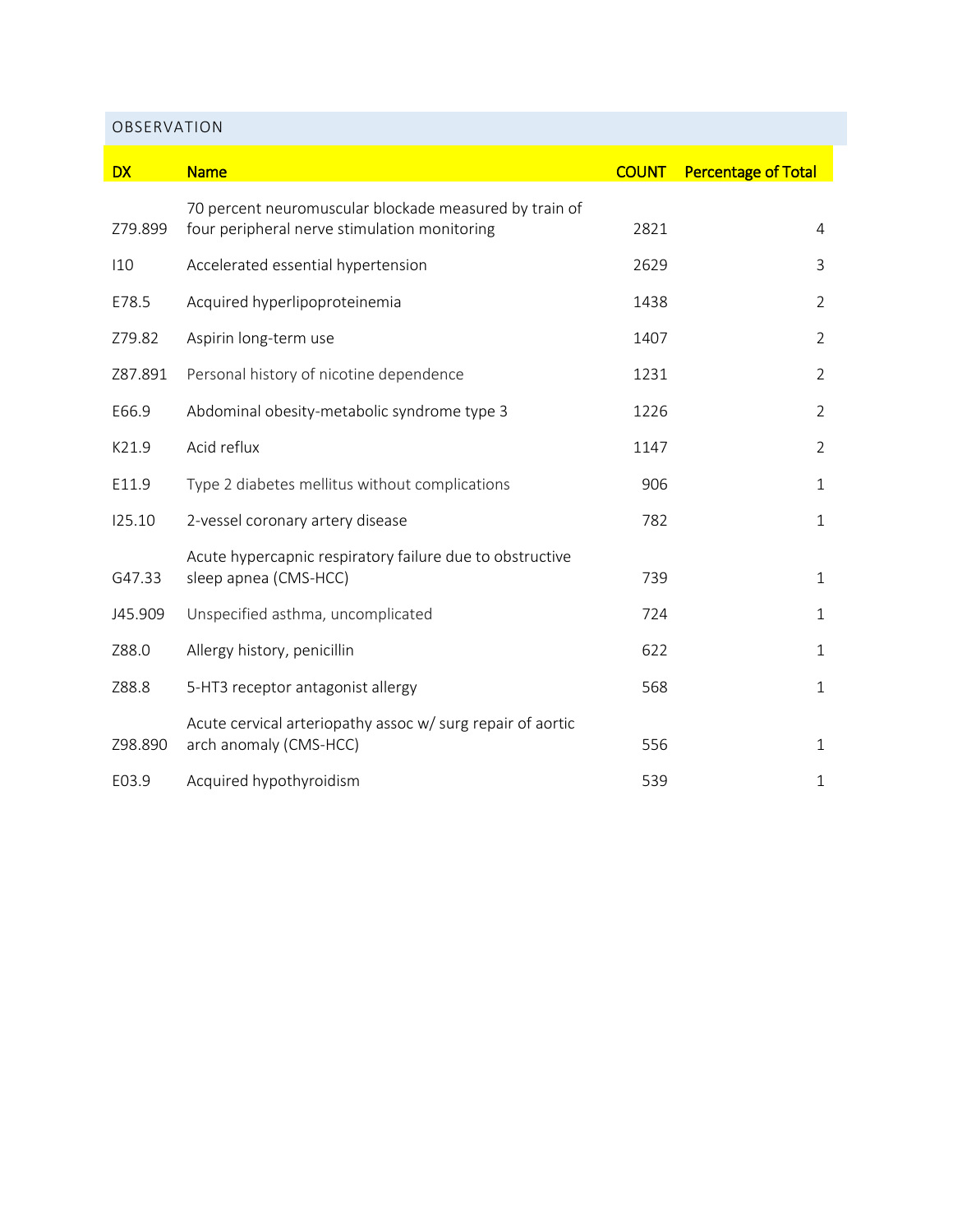OBSERVATION

| DX | Name | COUNT | Percentage of Total |
|---|---|---|---|
| Z79.899 | 70 percent neuromuscular blockade measured by train of four peripheral nerve stimulation monitoring | 2821 | 4 |
| I10 | Accelerated essential hypertension | 2629 | 3 |
| E78.5 | Acquired hyperlipoproteinemia | 1438 | 2 |
| Z79.82 | Aspirin long-term use | 1407 | 2 |
| Z87.891 | Personal history of nicotine dependence | 1231 | 2 |
| E66.9 | Abdominal obesity-metabolic syndrome type 3 | 1226 | 2 |
| K21.9 | Acid reflux | 1147 | 2 |
| E11.9 | Type 2 diabetes mellitus without complications | 906 | 1 |
| I25.10 | 2-vessel coronary artery disease | 782 | 1 |
| G47.33 | Acute hypercapnic respiratory failure due to obstructive sleep apnea (CMS-HCC) | 739 | 1 |
| J45.909 | Unspecified asthma, uncomplicated | 724 | 1 |
| Z88.0 | Allergy history, penicillin | 622 | 1 |
| Z88.8 | 5-HT3 receptor antagonist allergy | 568 | 1 |
| Z98.890 | Acute cervical arteriopathy assoc w/ surg repair of aortic arch anomaly (CMS-HCC) | 556 | 1 |
| E03.9 | Acquired hypothyroidism | 539 | 1 |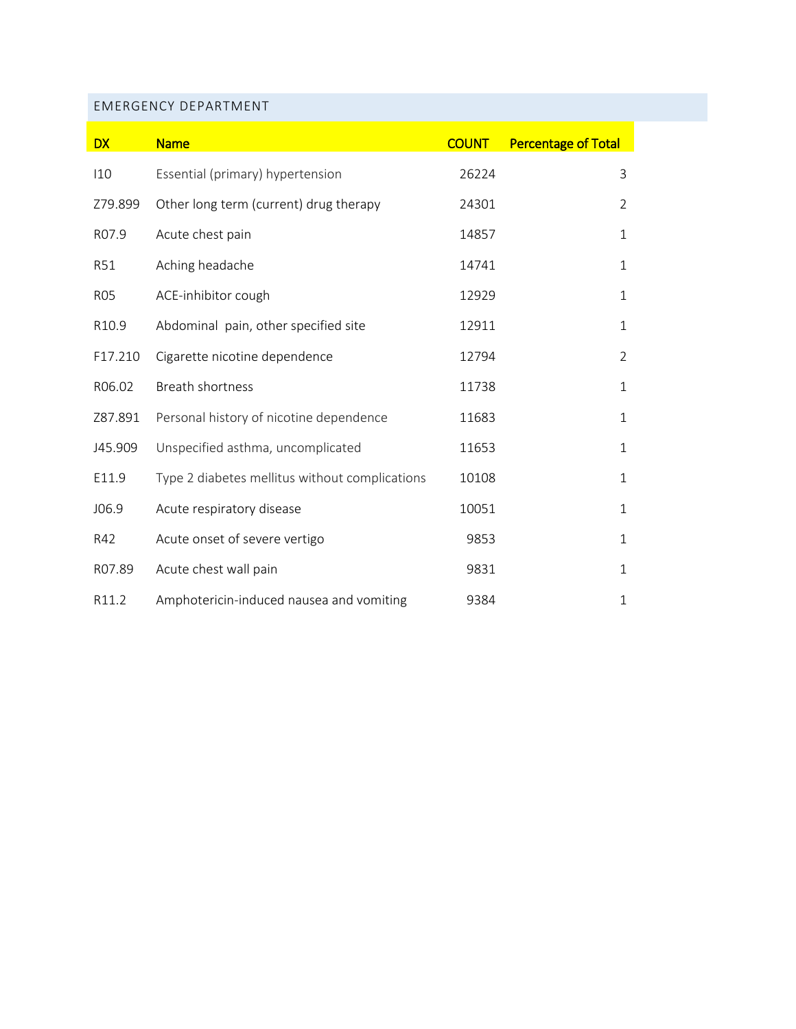## EMERGENCY DEPARTMENT

| DX | Name | COUNT | Percentage of Total |
|---|---|---|---|
| I10 | Essential (primary) hypertension | 26224 | 3 |
| Z79.899 | Other long term (current) drug therapy | 24301 | 2 |
| R07.9 | Acute chest pain | 14857 | 1 |
| R51 | Aching headache | 14741 | 1 |
| R05 | ACE-inhibitor cough | 12929 | 1 |
| R10.9 | Abdominal  pain, other specified site | 12911 | 1 |
| F17.210 | Cigarette nicotine dependence | 12794 | 2 |
| R06.02 | Breath shortness | 11738 | 1 |
| Z87.891 | Personal history of nicotine dependence | 11683 | 1 |
| J45.909 | Unspecified asthma, uncomplicated | 11653 | 1 |
| E11.9 | Type 2 diabetes mellitus without complications | 10108 | 1 |
| J06.9 | Acute respiratory disease | 10051 | 1 |
| R42 | Acute onset of severe vertigo | 9853 | 1 |
| R07.89 | Acute chest wall pain | 9831 | 1 |
| R11.2 | Amphotericin-induced nausea and vomiting | 9384 | 1 |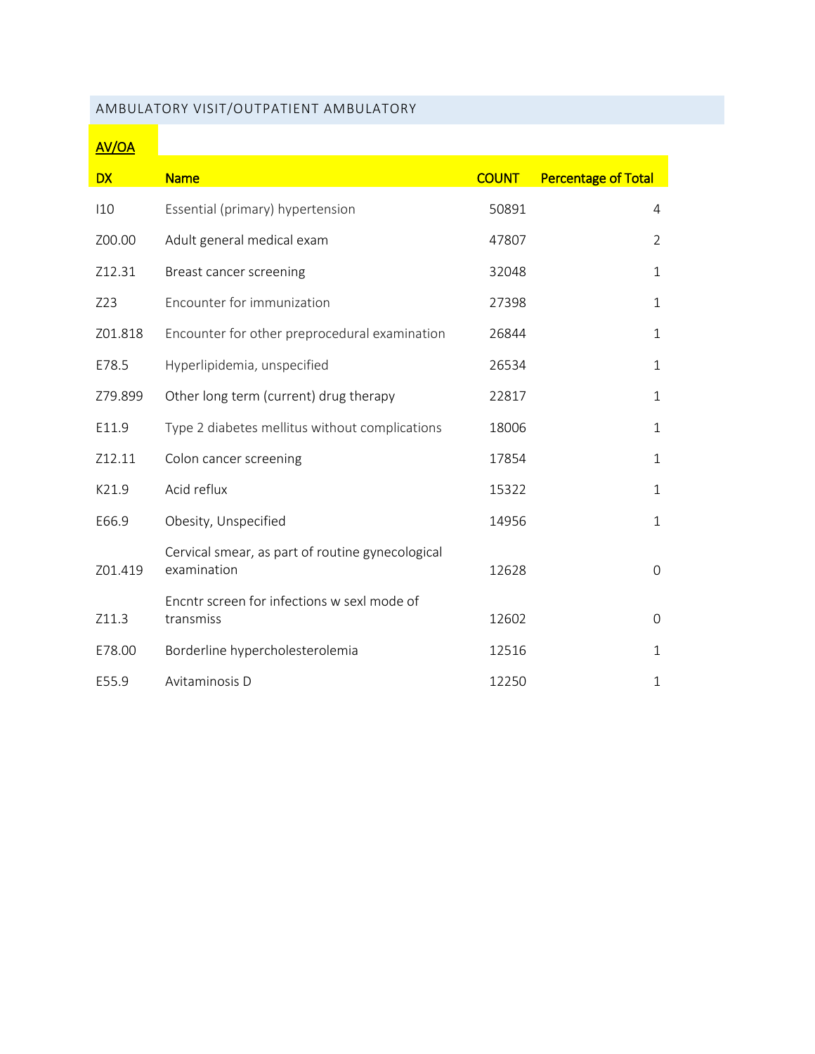## AMBULATORY VISIT/OUTPATIENT AMBULATORY

**AV/OA**

| DX | Name | COUNT | Percentage of Total |
|---|---|---|---|
| I10 | Essential (primary) hypertension | 50891 | 4 |
| Z00.00 | Adult general medical exam | 47807 | 2 |
| Z12.31 | Breast cancer screening | 32048 | 1 |
| Z23 | Encounter for immunization | 27398 | 1 |
| Z01.818 | Encounter for other preprocedural examination | 26844 | 1 |
| E78.5 | Hyperlipidemia, unspecified | 26534 | 1 |
| Z79.899 | Other long term (current) drug therapy | 22817 | 1 |
| E11.9 | Type 2 diabetes mellitus without complications | 18006 | 1 |
| Z12.11 | Colon cancer screening | 17854 | 1 |
| K21.9 | Acid reflux | 15322 | 1 |
| E66.9 | Obesity, Unspecified | 14956 | 1 |
| Z01.419 | Cervical smear, as part of routine gynecological examination | 12628 | 0 |
| Z11.3 | Encntr screen for infections w sexl mode of transmiss | 12602 | 0 |
| E78.00 | Borderline hypercholesterolemia | 12516 | 1 |
| E55.9 | Avitaminosis D | 12250 | 1 |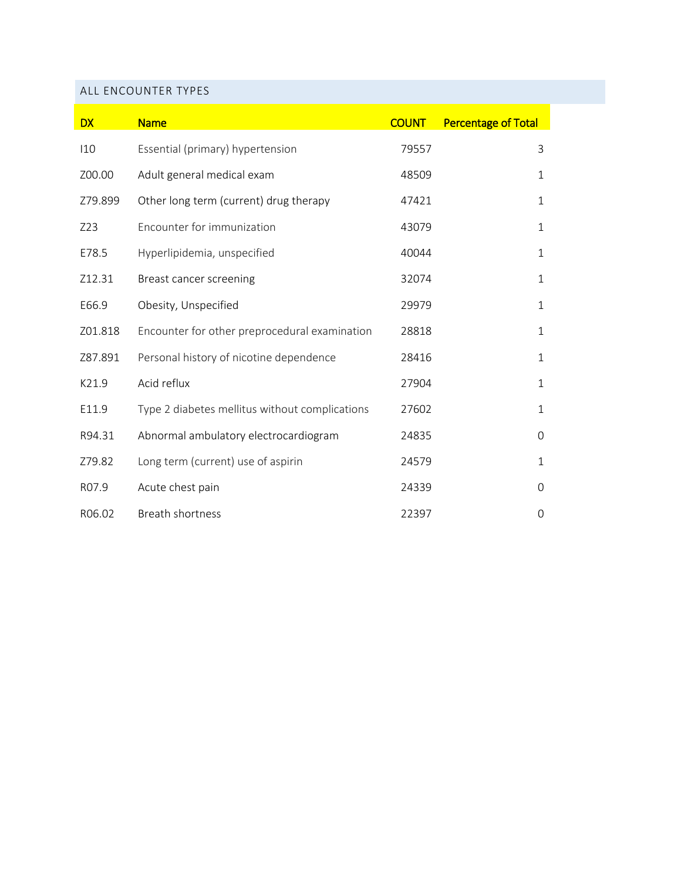## ALL ENCOUNTER TYPES

| DX | Name | COUNT | Percentage of Total |
|---|---|---|---|
| I10 | Essential (primary) hypertension | 79557 | 3 |
| Z00.00 | Adult general medical exam | 48509 | 1 |
| Z79.899 | Other long term (current) drug therapy | 47421 | 1 |
| Z23 | Encounter for immunization | 43079 | 1 |
| E78.5 | Hyperlipidemia, unspecified | 40044 | 1 |
| Z12.31 | Breast cancer screening | 32074 | 1 |
| E66.9 | Obesity, Unspecified | 29979 | 1 |
| Z01.818 | Encounter for other preprocedural examination | 28818 | 1 |
| Z87.891 | Personal history of nicotine dependence | 28416 | 1 |
| K21.9 | Acid reflux | 27904 | 1 |
| E11.9 | Type 2 diabetes mellitus without complications | 27602 | 1 |
| R94.31 | Abnormal ambulatory electrocardiogram | 24835 | 0 |
| Z79.82 | Long term (current) use of aspirin | 24579 | 1 |
| R07.9 | Acute chest pain | 24339 | 0 |
| R06.02 | Breath shortness | 22397 | 0 |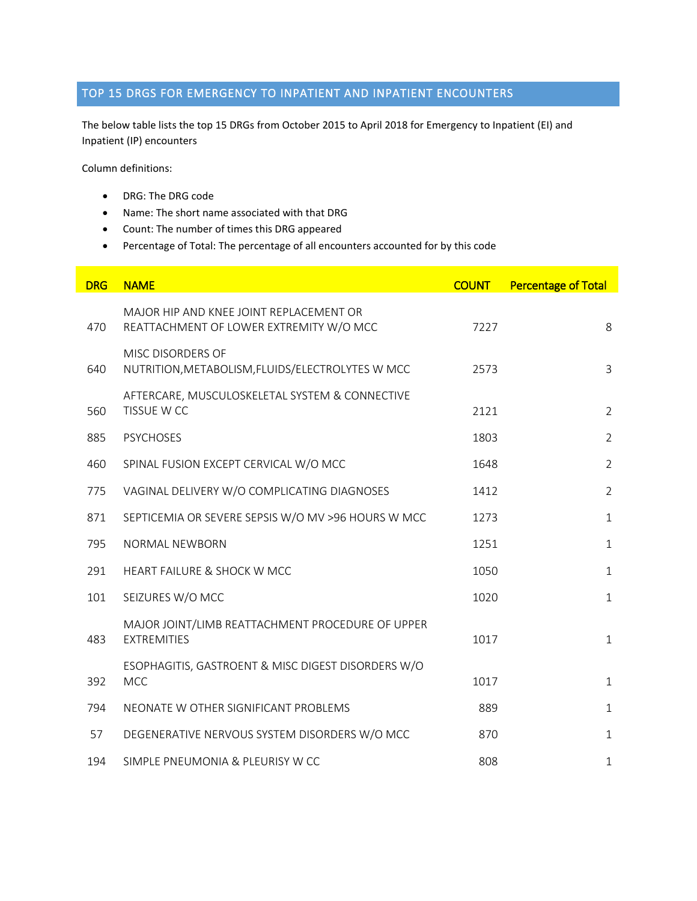## TOP 15 DRGS FOR EMERGENCY TO INPATIENT AND INPATIENT ENCOUNTERS

The below table lists the top 15 DRGs from October 2015 to April 2018 for Emergency to Inpatient (EI) and Inpatient (IP) encounters

Column definitions:

- DRG: The DRG code
- Name: The short name associated with that DRG
- Count: The number of times this DRG appeared
- Percentage of Total: The percentage of all encounters accounted for by this code

| DRG | NAME | COUNT | Percentage of Total |
|---|---|---|---|
| 470 | MAJOR HIP AND KNEE JOINT REPLACEMENT OR REATTACHMENT OF LOWER EXTREMITY W/O MCC | 7227 | 8 |
| 640 | MISC DISORDERS OF NUTRITION,METABOLISM,FLUIDS/ELECTROLYTES W MCC | 2573 | 3 |
| 560 | AFTERCARE, MUSCULOSKELETAL SYSTEM & CONNECTIVE TISSUE W CC | 2121 | 2 |
| 885 | PSYCHOSES | 1803 | 2 |
| 460 | SPINAL FUSION EXCEPT CERVICAL W/O MCC | 1648 | 2 |
| 775 | VAGINAL DELIVERY W/O COMPLICATING DIAGNOSES | 1412 | 2 |
| 871 | SEPTICEMIA OR SEVERE SEPSIS W/O MV >96 HOURS W MCC | 1273 | 1 |
| 795 | NORMAL NEWBORN | 1251 | 1 |
| 291 | HEART FAILURE & SHOCK W MCC | 1050 | 1 |
| 101 | SEIZURES W/O MCC | 1020 | 1 |
| 483 | MAJOR JOINT/LIMB REATTACHMENT PROCEDURE OF UPPER EXTREMITIES | 1017 | 1 |
| 392 | ESOPHAGITIS, GASTROENT & MISC DIGEST DISORDERS W/O MCC | 1017 | 1 |
| 794 | NEONATE W OTHER SIGNIFICANT PROBLEMS | 889 | 1 |
| 57 | DEGENERATIVE NERVOUS SYSTEM DISORDERS W/O MCC | 870 | 1 |
| 194 | SIMPLE PNEUMONIA & PLEURISY W CC | 808 | 1 |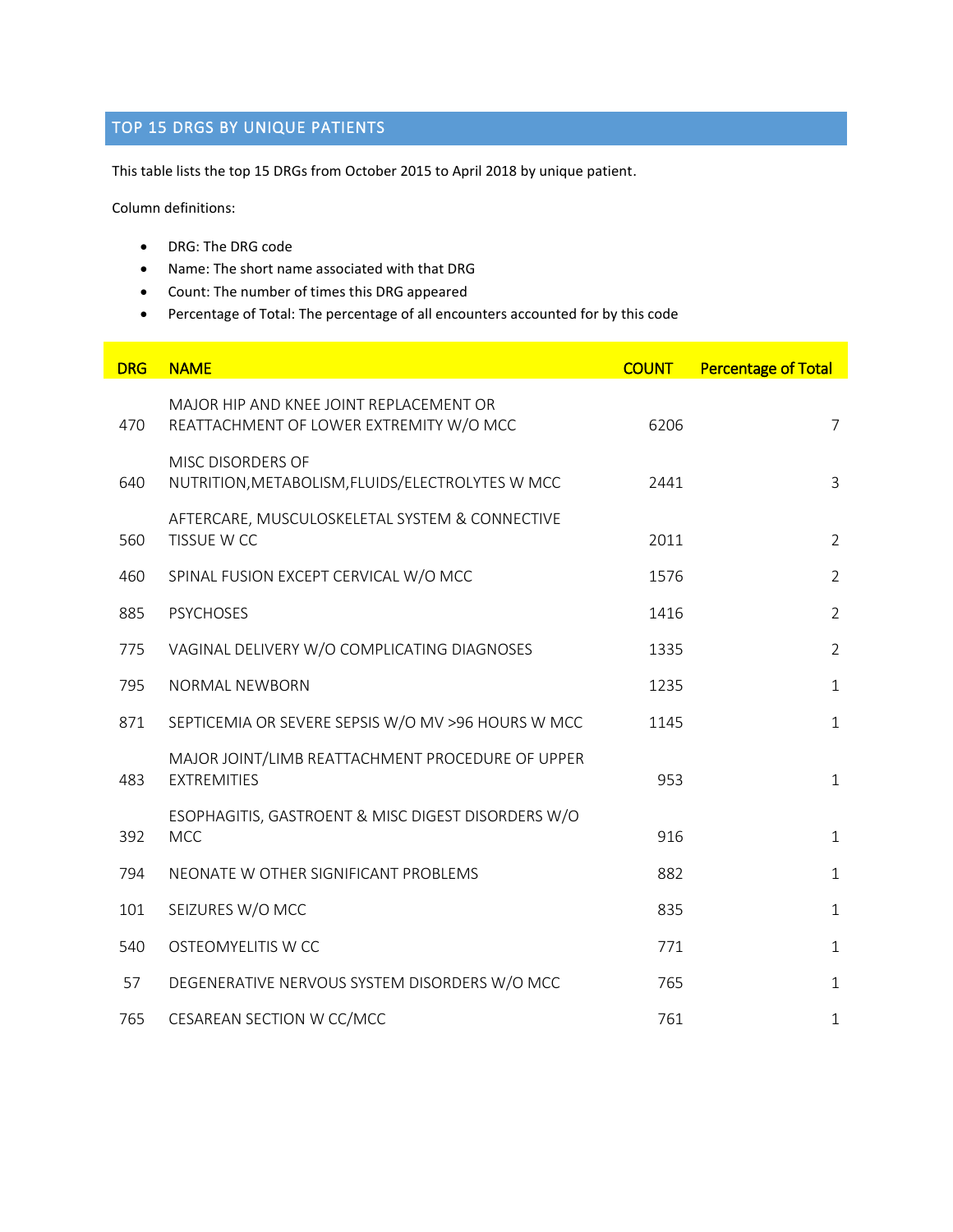## TOP 15 DRGS BY UNIQUE PATIENTS

This table lists the top 15 DRGs from October 2015 to April 2018 by unique patient.

Column definitions:

- DRG: The DRG code
- Name: The short name associated with that DRG
- Count: The number of times this DRG appeared
- Percentage of Total: The percentage of all encounters accounted for by this code

| DRG | NAME | COUNT | Percentage of Total |
|---|---|---|---|
| 470 | MAJOR HIP AND KNEE JOINT REPLACEMENT OR REATTACHMENT OF LOWER EXTREMITY W/O MCC | 6206 | 7 |
| 640 | MISC DISORDERS OF NUTRITION,METABOLISM,FLUIDS/ELECTROLYTES W MCC | 2441 | 3 |
| 560 | AFTERCARE, MUSCULOSKELETAL SYSTEM & CONNECTIVE TISSUE W CC | 2011 | 2 |
| 460 | SPINAL FUSION EXCEPT CERVICAL W/O MCC | 1576 | 2 |
| 885 | PSYCHOSES | 1416 | 2 |
| 775 | VAGINAL DELIVERY W/O COMPLICATING DIAGNOSES | 1335 | 2 |
| 795 | NORMAL NEWBORN | 1235 | 1 |
| 871 | SEPTICEMIA OR SEVERE SEPSIS W/O MV >96 HOURS W MCC | 1145 | 1 |
| 483 | MAJOR JOINT/LIMB REATTACHMENT PROCEDURE OF UPPER EXTREMITIES | 953 | 1 |
| 392 | ESOPHAGITIS, GASTROENT & MISC DIGEST DISORDERS W/O MCC | 916 | 1 |
| 794 | NEONATE W OTHER SIGNIFICANT PROBLEMS | 882 | 1 |
| 101 | SEIZURES W/O MCC | 835 | 1 |
| 540 | OSTEOMYELITIS W CC | 771 | 1 |
| 57 | DEGENERATIVE NERVOUS SYSTEM DISORDERS W/O MCC | 765 | 1 |
| 765 | CESAREAN SECTION W CC/MCC | 761 | 1 |